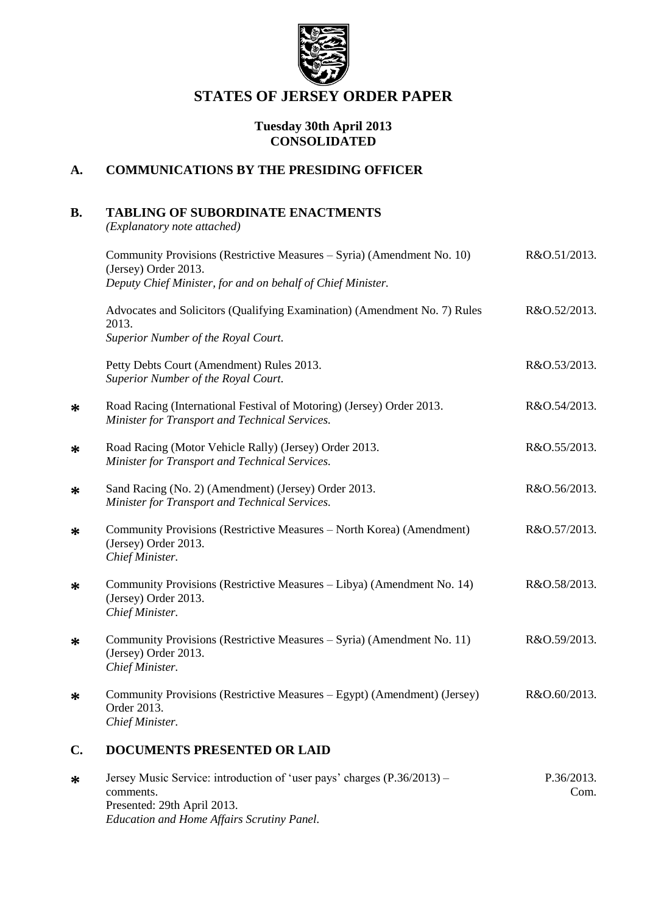# STATES OF JERSEY ORDER PAPER

**Tuesday 30th April 2013**
**CONSOLIDATED**

## A. COMMUNICATIONS BY THE PRESIDING OFFICER

## B. TABLING OF SUBORDINATE ENACTMENTS

*(Explanatory note attached)*

Community Provisions (Restrictive Measures – Syria) (Amendment No. 10) (Jersey) Order 2013. R&O.51/2013.
*Deputy Chief Minister, for and on behalf of Chief Minister.*

Advocates and Solicitors (Qualifying Examination) (Amendment No. 7) Rules 2013. R&O.52/2013.
*Superior Number of the Royal Court.*

Petty Debts Court (Amendment) Rules 2013. R&O.53/2013.
*Superior Number of the Royal Court.*

\* Road Racing (International Festival of Motoring) (Jersey) Order 2013. R&O.54/2013.
*Minister for Transport and Technical Services.*

\* Road Racing (Motor Vehicle Rally) (Jersey) Order 2013. R&O.55/2013.
*Minister for Transport and Technical Services.*

\* Sand Racing (No. 2) (Amendment) (Jersey) Order 2013. R&O.56/2013.
*Minister for Transport and Technical Services.*

\* Community Provisions (Restrictive Measures – North Korea) (Amendment) (Jersey) Order 2013. R&O.57/2013.
*Chief Minister.*

\* Community Provisions (Restrictive Measures – Libya) (Amendment No. 14) (Jersey) Order 2013. R&O.58/2013.
*Chief Minister.*

\* Community Provisions (Restrictive Measures – Syria) (Amendment No. 11) (Jersey) Order 2013. R&O.59/2013.
*Chief Minister.*

\* Community Provisions (Restrictive Measures – Egypt) (Amendment) (Jersey) Order 2013. R&O.60/2013.
*Chief Minister.*

## C. DOCUMENTS PRESENTED OR LAID

\* Jersey Music Service: introduction of 'user pays' charges (P.36/2013) – comments. P.36/2013. Com.
Presented: 29th April 2013.
*Education and Home Affairs Scrutiny Panel.*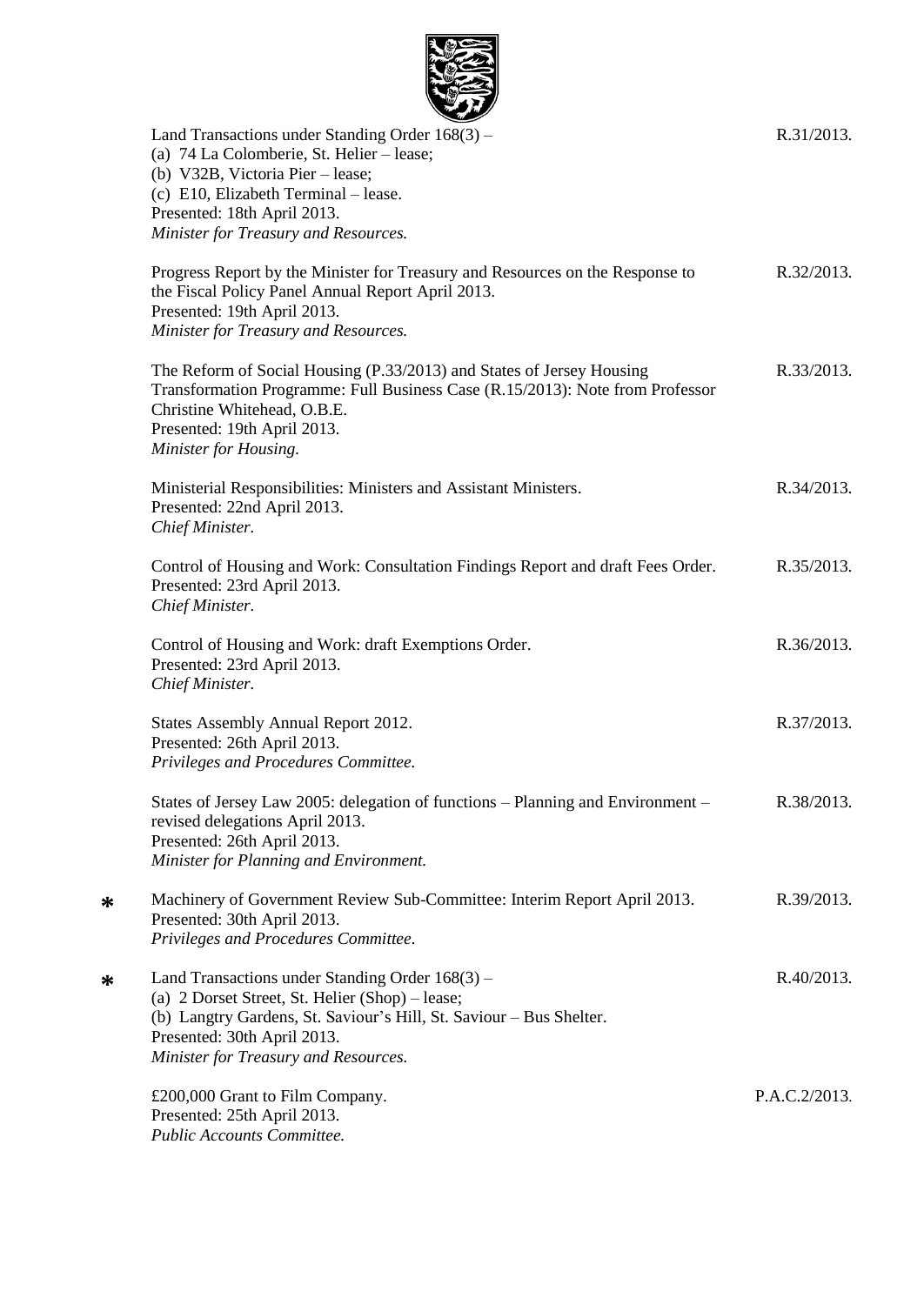Land Transactions under Standing Order 168(3) –
(a) 74 La Colomberie, St. Helier – lease;
(b) V32B, Victoria Pier – lease;
(c) E10, Elizabeth Terminal – lease.
Presented: 18th April 2013.
*Minister for Treasury and Resources.* — R.31/2013.

Progress Report by the Minister for Treasury and Resources on the Response to the Fiscal Policy Panel Annual Report April 2013.
Presented: 19th April 2013.
*Minister for Treasury and Resources.* — R.32/2013.

The Reform of Social Housing (P.33/2013) and States of Jersey Housing Transformation Programme: Full Business Case (R.15/2013): Note from Professor Christine Whitehead, O.B.E.
Presented: 19th April 2013.
*Minister for Housing.* — R.33/2013.

Ministerial Responsibilities: Ministers and Assistant Ministers.
Presented: 22nd April 2013.
*Chief Minister.* — R.34/2013.

Control of Housing and Work: Consultation Findings Report and draft Fees Order.
Presented: 23rd April 2013.
*Chief Minister.* — R.35/2013.

Control of Housing and Work: draft Exemptions Order.
Presented: 23rd April 2013.
*Chief Minister.* — R.36/2013.

States Assembly Annual Report 2012.
Presented: 26th April 2013.
*Privileges and Procedures Committee.* — R.37/2013.

States of Jersey Law 2005: delegation of functions – Planning and Environment – revised delegations April 2013.
Presented: 26th April 2013.
*Minister for Planning and Environment.* — R.38/2013.

* Machinery of Government Review Sub-Committee: Interim Report April 2013.
Presented: 30th April 2013.
*Privileges and Procedures Committee.* — R.39/2013.

* Land Transactions under Standing Order 168(3) –
(a) 2 Dorset Street, St. Helier (Shop) – lease;
(b) Langtry Gardens, St. Saviour's Hill, St. Saviour – Bus Shelter.
Presented: 30th April 2013.
*Minister for Treasury and Resources.* — R.40/2013.

£200,000 Grant to Film Company.
Presented: 25th April 2013.
*Public Accounts Committee.* — P.A.C.2/2013.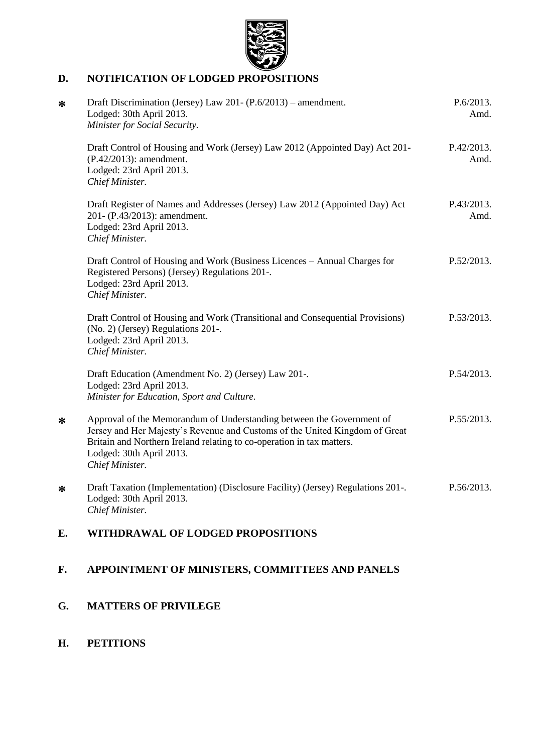## D. NOTIFICATION OF LODGED PROPOSITIONS

| | | |
|---|---|---|
| * | Draft Discrimination (Jersey) Law 201- (P.6/2013) – amendment.<br>Lodged: 30th April 2013.<br>*Minister for Social Security.* | P.6/2013. Amd. |
| | Draft Control of Housing and Work (Jersey) Law 2012 (Appointed Day) Act 201- (P.42/2013): amendment.<br>Lodged: 23rd April 2013.<br>*Chief Minister.* | P.42/2013. Amd. |
| | Draft Register of Names and Addresses (Jersey) Law 2012 (Appointed Day) Act 201- (P.43/2013): amendment.<br>Lodged: 23rd April 2013.<br>*Chief Minister.* | P.43/2013. Amd. |
| | Draft Control of Housing and Work (Business Licences – Annual Charges for Registered Persons) (Jersey) Regulations 201-.<br>Lodged: 23rd April 2013.<br>*Chief Minister.* | P.52/2013. |
| | Draft Control of Housing and Work (Transitional and Consequential Provisions) (No. 2) (Jersey) Regulations 201-.<br>Lodged: 23rd April 2013.<br>*Chief Minister.* | P.53/2013. |
| | Draft Education (Amendment No. 2) (Jersey) Law 201-.<br>Lodged: 23rd April 2013.<br>*Minister for Education, Sport and Culture.* | P.54/2013. |
| * | Approval of the Memorandum of Understanding between the Government of Jersey and Her Majesty's Revenue and Customs of the United Kingdom of Great Britain and Northern Ireland relating to co-operation in tax matters.<br>Lodged: 30th April 2013.<br>*Chief Minister.* | P.55/2013. |
| * | Draft Taxation (Implementation) (Disclosure Facility) (Jersey) Regulations 201-.<br>Lodged: 30th April 2013.<br>*Chief Minister.* | P.56/2013. |

## E. WITHDRAWAL OF LODGED PROPOSITIONS

## F. APPOINTMENT OF MINISTERS, COMMITTEES AND PANELS

## G. MATTERS OF PRIVILEGE

## H. PETITIONS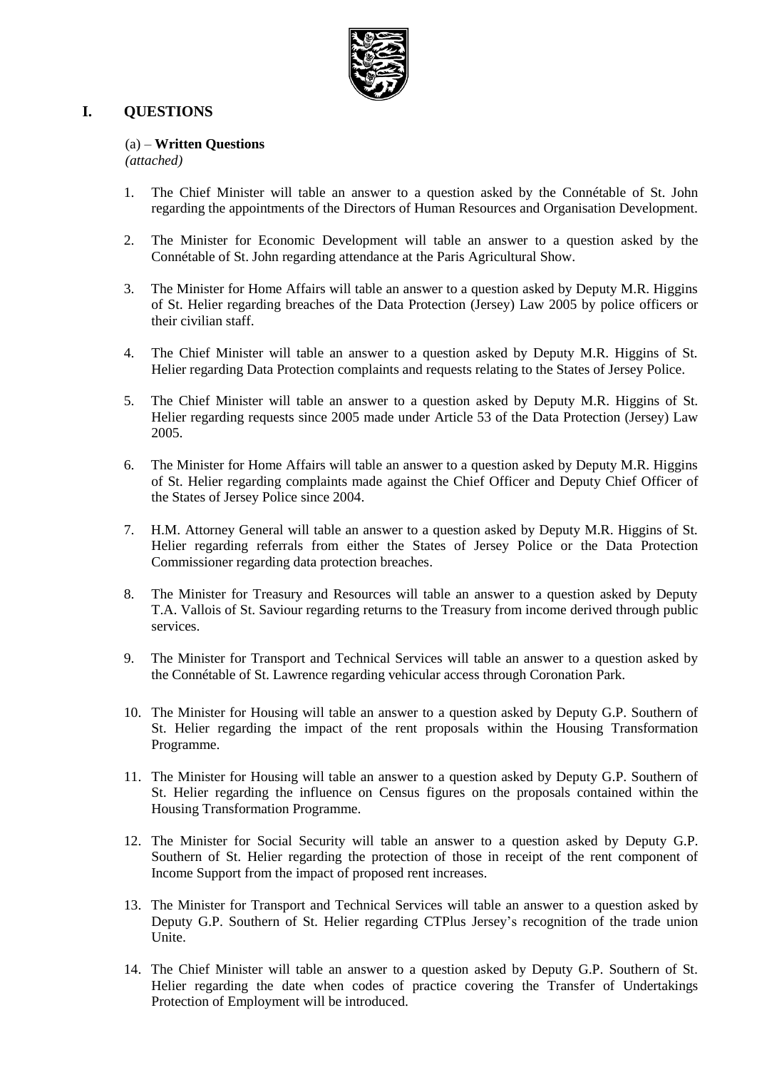## I. QUESTIONS

(a) – **Written Questions**
*(attached)*

1. The Chief Minister will table an answer to a question asked by the Connétable of St. John regarding the appointments of the Directors of Human Resources and Organisation Development.

2. The Minister for Economic Development will table an answer to a question asked by the Connétable of St. John regarding attendance at the Paris Agricultural Show.

3. The Minister for Home Affairs will table an answer to a question asked by Deputy M.R. Higgins of St. Helier regarding breaches of the Data Protection (Jersey) Law 2005 by police officers or their civilian staff.

4. The Chief Minister will table an answer to a question asked by Deputy M.R. Higgins of St. Helier regarding Data Protection complaints and requests relating to the States of Jersey Police.

5. The Chief Minister will table an answer to a question asked by Deputy M.R. Higgins of St. Helier regarding requests since 2005 made under Article 53 of the Data Protection (Jersey) Law 2005.

6. The Minister for Home Affairs will table an answer to a question asked by Deputy M.R. Higgins of St. Helier regarding complaints made against the Chief Officer and Deputy Chief Officer of the States of Jersey Police since 2004.

7. H.M. Attorney General will table an answer to a question asked by Deputy M.R. Higgins of St. Helier regarding referrals from either the States of Jersey Police or the Data Protection Commissioner regarding data protection breaches.

8. The Minister for Treasury and Resources will table an answer to a question asked by Deputy T.A. Vallois of St. Saviour regarding returns to the Treasury from income derived through public services.

9. The Minister for Transport and Technical Services will table an answer to a question asked by the Connétable of St. Lawrence regarding vehicular access through Coronation Park.

10. The Minister for Housing will table an answer to a question asked by Deputy G.P. Southern of St. Helier regarding the impact of the rent proposals within the Housing Transformation Programme.

11. The Minister for Housing will table an answer to a question asked by Deputy G.P. Southern of St. Helier regarding the influence on Census figures on the proposals contained within the Housing Transformation Programme.

12. The Minister for Social Security will table an answer to a question asked by Deputy G.P. Southern of St. Helier regarding the protection of those in receipt of the rent component of Income Support from the impact of proposed rent increases.

13. The Minister for Transport and Technical Services will table an answer to a question asked by Deputy G.P. Southern of St. Helier regarding CTPlus Jersey's recognition of the trade union Unite.

14. The Chief Minister will table an answer to a question asked by Deputy G.P. Southern of St. Helier regarding the date when codes of practice covering the Transfer of Undertakings Protection of Employment will be introduced.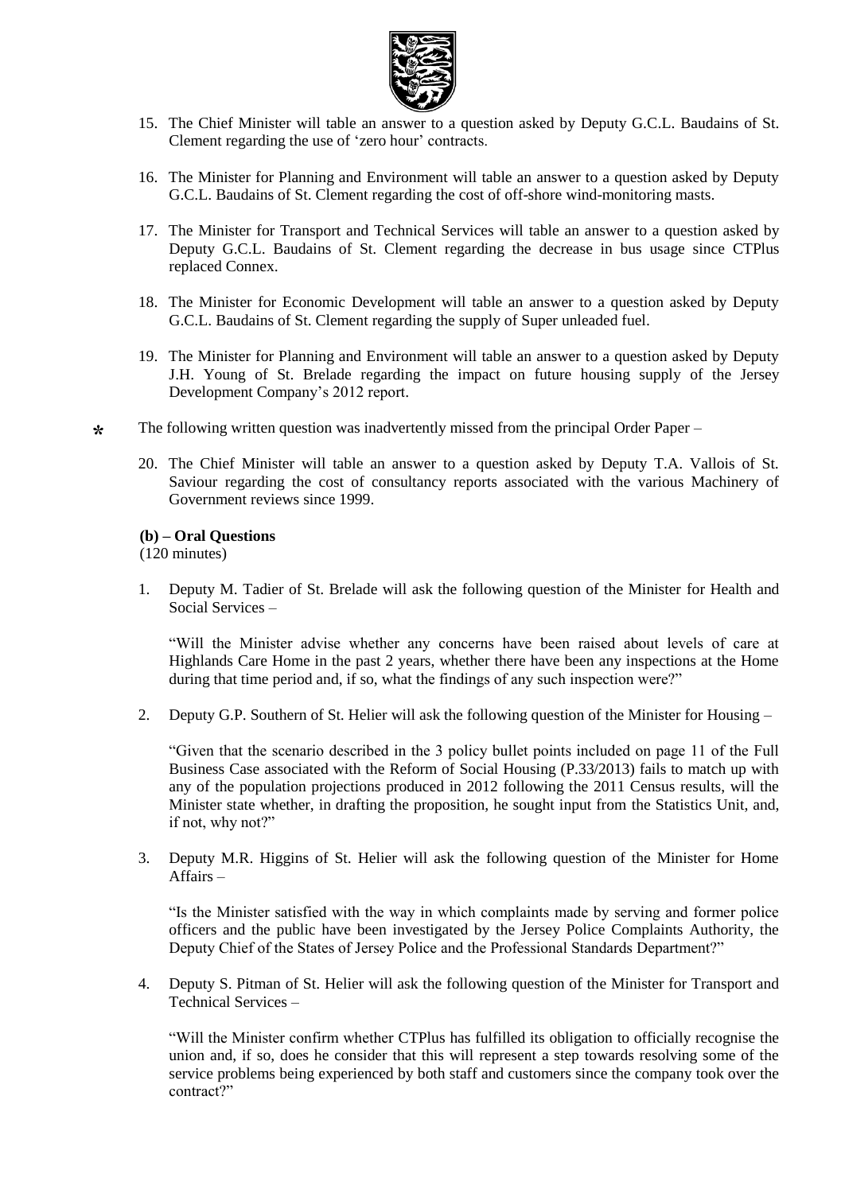15. The Chief Minister will table an answer to a question asked by Deputy G.C.L. Baudains of St. Clement regarding the use of 'zero hour' contracts.

16. The Minister for Planning and Environment will table an answer to a question asked by Deputy G.C.L. Baudains of St. Clement regarding the cost of off-shore wind-monitoring masts.

17. The Minister for Transport and Technical Services will table an answer to a question asked by Deputy G.C.L. Baudains of St. Clement regarding the decrease in bus usage since CTPlus replaced Connex.

18. The Minister for Economic Development will table an answer to a question asked by Deputy G.C.L. Baudains of St. Clement regarding the supply of Super unleaded fuel.

19. The Minister for Planning and Environment will table an answer to a question asked by Deputy J.H. Young of St. Brelade regarding the impact on future housing supply of the Jersey Development Company's 2012 report.

\* The following written question was inadvertently missed from the principal Order Paper –

20. The Chief Minister will table an answer to a question asked by Deputy T.A. Vallois of St. Saviour regarding the cost of consultancy reports associated with the various Machinery of Government reviews since 1999.

**(b) – Oral Questions**
(120 minutes)

1. Deputy M. Tadier of St. Brelade will ask the following question of the Minister for Health and Social Services –

   "Will the Minister advise whether any concerns have been raised about levels of care at Highlands Care Home in the past 2 years, whether there have been any inspections at the Home during that time period and, if so, what the findings of any such inspection were?"

2. Deputy G.P. Southern of St. Helier will ask the following question of the Minister for Housing –

   "Given that the scenario described in the 3 policy bullet points included on page 11 of the Full Business Case associated with the Reform of Social Housing (P.33/2013) fails to match up with any of the population projections produced in 2012 following the 2011 Census results, will the Minister state whether, in drafting the proposition, he sought input from the Statistics Unit, and, if not, why not?"

3. Deputy M.R. Higgins of St. Helier will ask the following question of the Minister for Home Affairs –

   "Is the Minister satisfied with the way in which complaints made by serving and former police officers and the public have been investigated by the Jersey Police Complaints Authority, the Deputy Chief of the States of Jersey Police and the Professional Standards Department?"

4. Deputy S. Pitman of St. Helier will ask the following question of the Minister for Transport and Technical Services –

   "Will the Minister confirm whether CTPlus has fulfilled its obligation to officially recognise the union and, if so, does he consider that this will represent a step towards resolving some of the service problems being experienced by both staff and customers since the company took over the contract?"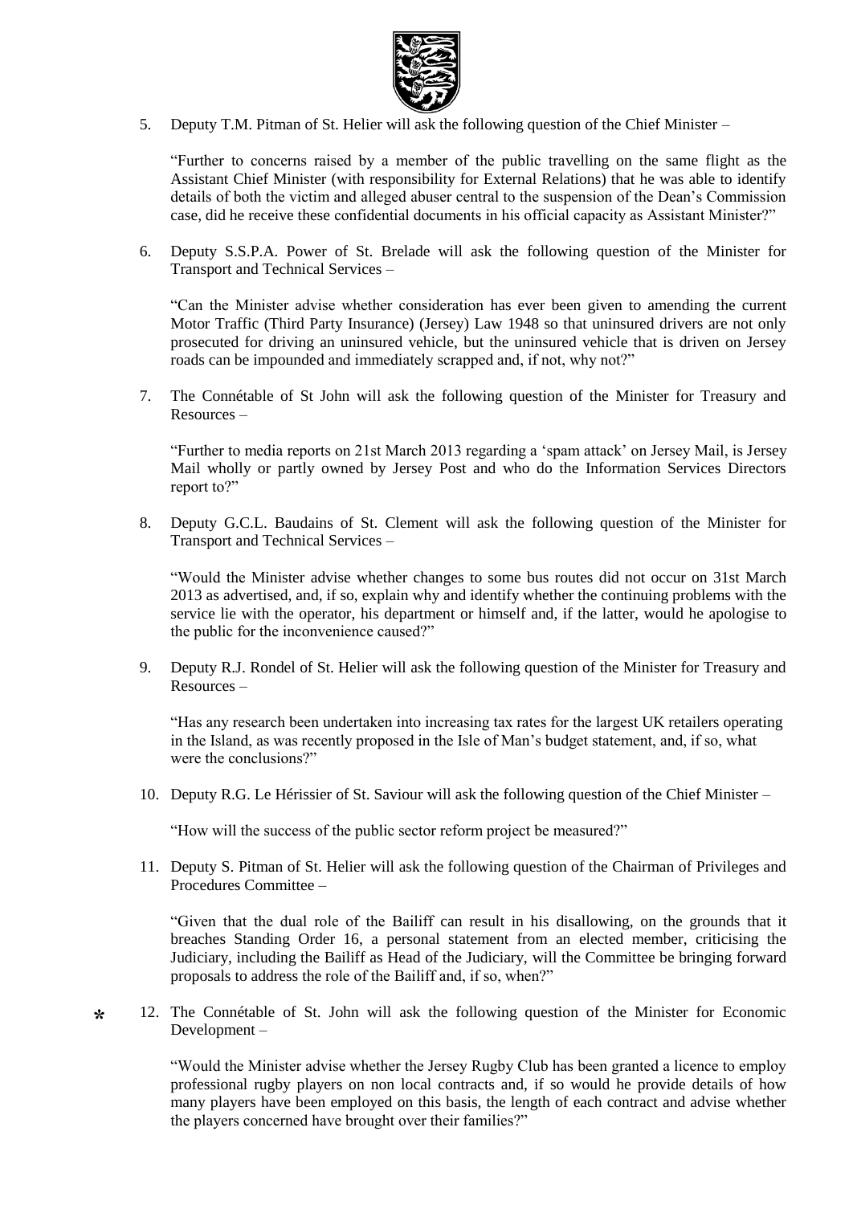5. Deputy T.M. Pitman of St. Helier will ask the following question of the Chief Minister –

   "Further to concerns raised by a member of the public travelling on the same flight as the Assistant Chief Minister (with responsibility for External Relations) that he was able to identify details of both the victim and alleged abuser central to the suspension of the Dean's Commission case, did he receive these confidential documents in his official capacity as Assistant Minister?"

6. Deputy S.S.P.A. Power of St. Brelade will ask the following question of the Minister for Transport and Technical Services –

   "Can the Minister advise whether consideration has ever been given to amending the current Motor Traffic (Third Party Insurance) (Jersey) Law 1948 so that uninsured drivers are not only prosecuted for driving an uninsured vehicle, but the uninsured vehicle that is driven on Jersey roads can be impounded and immediately scrapped and, if not, why not?"

7. The Connétable of St John will ask the following question of the Minister for Treasury and Resources –

   "Further to media reports on 21st March 2013 regarding a 'spam attack' on Jersey Mail, is Jersey Mail wholly or partly owned by Jersey Post and who do the Information Services Directors report to?"

8. Deputy G.C.L. Baudains of St. Clement will ask the following question of the Minister for Transport and Technical Services –

   "Would the Minister advise whether changes to some bus routes did not occur on 31st March 2013 as advertised, and, if so, explain why and identify whether the continuing problems with the service lie with the operator, his department or himself and, if the latter, would he apologise to the public for the inconvenience caused?"

9. Deputy R.J. Rondel of St. Helier will ask the following question of the Minister for Treasury and Resources –

   "Has any research been undertaken into increasing tax rates for the largest UK retailers operating in the Island, as was recently proposed in the Isle of Man's budget statement, and, if so, what were the conclusions?"

10. Deputy R.G. Le Hérissier of St. Saviour will ask the following question of the Chief Minister –

    "How will the success of the public sector reform project be measured?"

11. Deputy S. Pitman of St. Helier will ask the following question of the Chairman of Privileges and Procedures Committee –

    "Given that the dual role of the Bailiff can result in his disallowing, on the grounds that it breaches Standing Order 16, a personal statement from an elected member, criticising the Judiciary, including the Bailiff as Head of the Judiciary, will the Committee be bringing forward proposals to address the role of the Bailiff and, if so, when?"

\* 12. The Connétable of St. John will ask the following question of the Minister for Economic Development –

    "Would the Minister advise whether the Jersey Rugby Club has been granted a licence to employ professional rugby players on non local contracts and, if so would he provide details of how many players have been employed on this basis, the length of each contract and advise whether the players concerned have brought over their families?"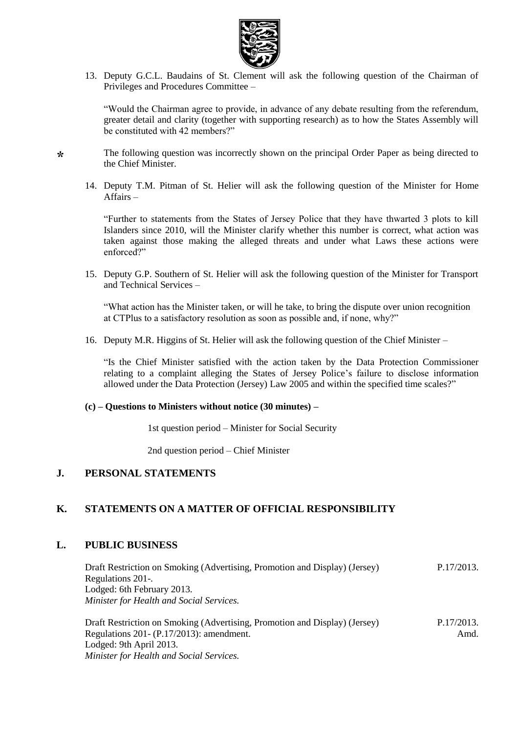13. Deputy G.C.L. Baudains of St. Clement will ask the following question of the Chairman of Privileges and Procedures Committee –

"Would the Chairman agree to provide, in advance of any debate resulting from the referendum, greater detail and clarity (together with supporting research) as to how the States Assembly will be constituted with 42 members?"

\* The following question was incorrectly shown on the principal Order Paper as being directed to the Chief Minister.

14. Deputy T.M. Pitman of St. Helier will ask the following question of the Minister for Home Affairs –

"Further to statements from the States of Jersey Police that they have thwarted 3 plots to kill Islanders since 2010, will the Minister clarify whether this number is correct, what action was taken against those making the alleged threats and under what Laws these actions were enforced?"

15. Deputy G.P. Southern of St. Helier will ask the following question of the Minister for Transport and Technical Services –

"What action has the Minister taken, or will he take, to bring the dispute over union recognition at CTPlus to a satisfactory resolution as soon as possible and, if none, why?"

16. Deputy M.R. Higgins of St. Helier will ask the following question of the Chief Minister –

"Is the Chief Minister satisfied with the action taken by the Data Protection Commissioner relating to a complaint alleging the States of Jersey Police's failure to disclose information allowed under the Data Protection (Jersey) Law 2005 and within the specified time scales?"

**(c) – Questions to Ministers without notice (30 minutes) –**

1st question period – Minister for Social Security

2nd question period – Chief Minister

## J. PERSONAL STATEMENTS

## K. STATEMENTS ON A MATTER OF OFFICIAL RESPONSIBILITY

## L. PUBLIC BUSINESS

Draft Restriction on Smoking (Advertising, Promotion and Display) (Jersey) Regulations 201-. — P.17/2013.
Lodged: 6th February 2013.
*Minister for Health and Social Services.*

Draft Restriction on Smoking (Advertising, Promotion and Display) (Jersey) Regulations 201- (P.17/2013): amendment. — P.17/2013. Amd.
Lodged: 9th April 2013.
*Minister for Health and Social Services.*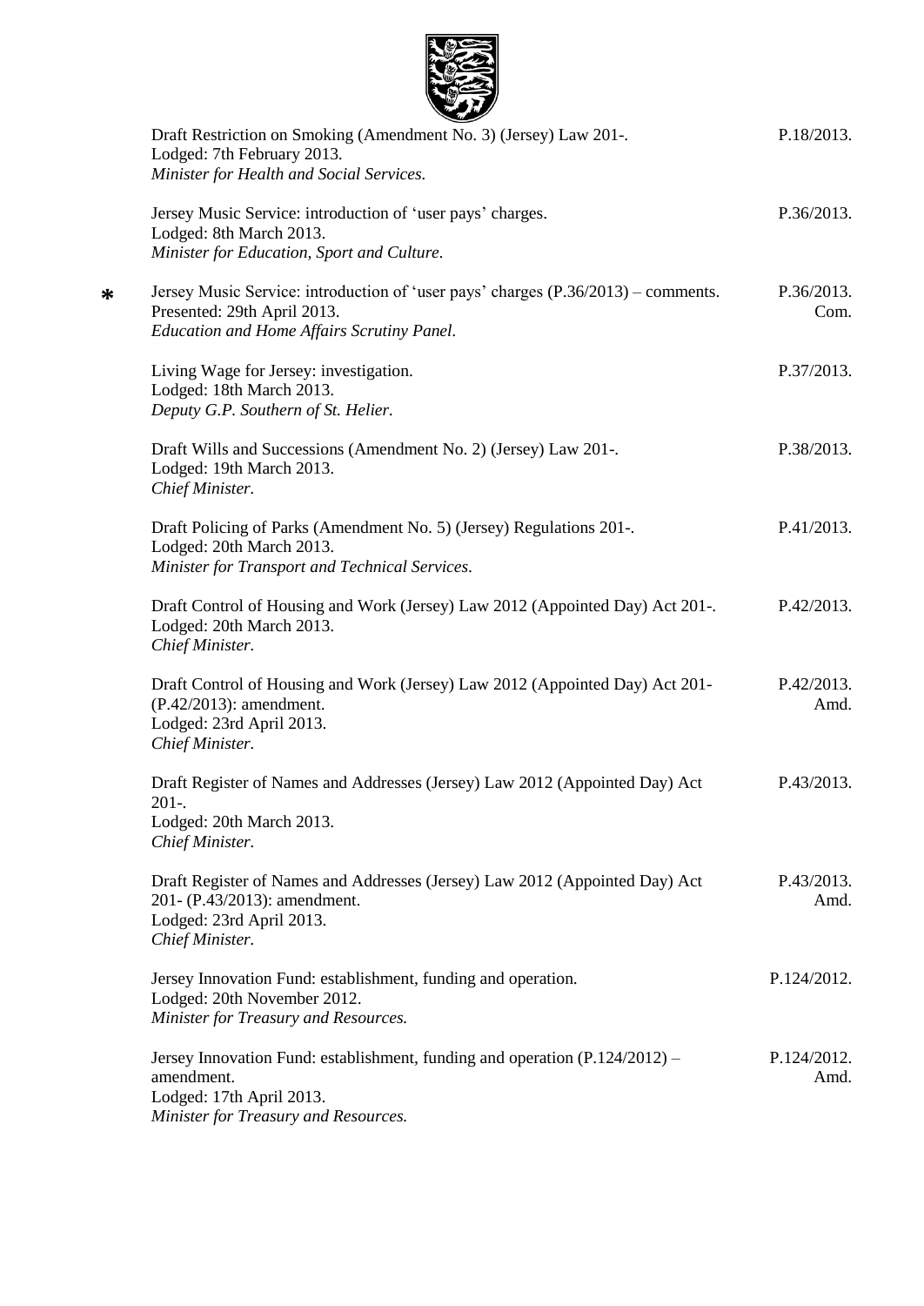| | | |
|---|---|---|
| | Draft Restriction on Smoking (Amendment No. 3) (Jersey) Law 201-.<br>Lodged: 7th February 2013.<br>*Minister for Health and Social Services.* | P.18/2013. |
| | Jersey Music Service: introduction of 'user pays' charges.<br>Lodged: 8th March 2013.<br>*Minister for Education, Sport and Culture.* | P.36/2013. |
| * | Jersey Music Service: introduction of 'user pays' charges (P.36/2013) – comments.<br>Presented: 29th April 2013.<br>*Education and Home Affairs Scrutiny Panel.* | P.36/2013. Com. |
| | Living Wage for Jersey: investigation.<br>Lodged: 18th March 2013.<br>*Deputy G.P. Southern of St. Helier.* | P.37/2013. |
| | Draft Wills and Successions (Amendment No. 2) (Jersey) Law 201-.<br>Lodged: 19th March 2013.<br>*Chief Minister.* | P.38/2013. |
| | Draft Policing of Parks (Amendment No. 5) (Jersey) Regulations 201-.<br>Lodged: 20th March 2013.<br>*Minister for Transport and Technical Services.* | P.41/2013. |
| | Draft Control of Housing and Work (Jersey) Law 2012 (Appointed Day) Act 201-.<br>Lodged: 20th March 2013.<br>*Chief Minister.* | P.42/2013. |
| | Draft Control of Housing and Work (Jersey) Law 2012 (Appointed Day) Act 201- (P.42/2013): amendment.<br>Lodged: 23rd April 2013.<br>*Chief Minister.* | P.42/2013. Amd. |
| | Draft Register of Names and Addresses (Jersey) Law 2012 (Appointed Day) Act 201-.<br>Lodged: 20th March 2013.<br>*Chief Minister.* | P.43/2013. |
| | Draft Register of Names and Addresses (Jersey) Law 2012 (Appointed Day) Act 201- (P.43/2013): amendment.<br>Lodged: 23rd April 2013.<br>*Chief Minister.* | P.43/2013. Amd. |
| | Jersey Innovation Fund: establishment, funding and operation.<br>Lodged: 20th November 2012.<br>*Minister for Treasury and Resources.* | P.124/2012. |
| | Jersey Innovation Fund: establishment, funding and operation (P.124/2012) – amendment.<br>Lodged: 17th April 2013.<br>*Minister for Treasury and Resources.* | P.124/2012. Amd. |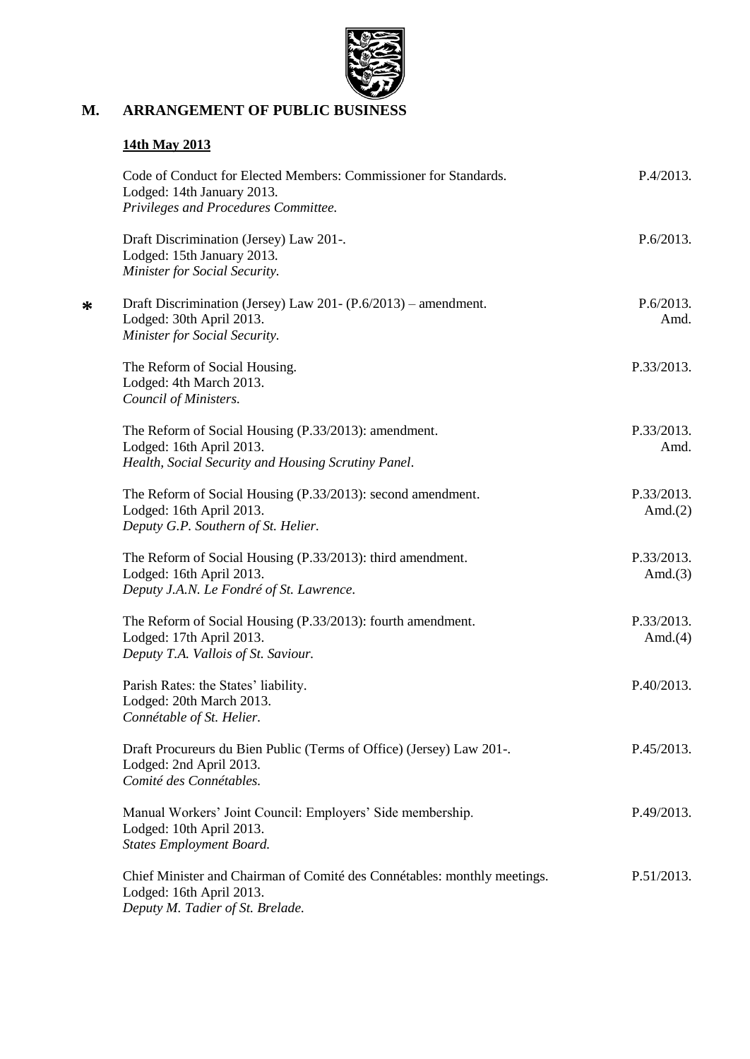## M. ARRANGEMENT OF PUBLIC BUSINESS

### 14th May 2013

Code of Conduct for Elected Members: Commissioner for Standards. — P.4/2013.
Lodged: 14th January 2013.
*Privileges and Procedures Committee.*

Draft Discrimination (Jersey) Law 201-. — P.6/2013.
Lodged: 15th January 2013.
*Minister for Social Security.*

* Draft Discrimination (Jersey) Law 201- (P.6/2013) – amendment. — P.6/2013. Amd.
Lodged: 30th April 2013.
*Minister for Social Security.*

The Reform of Social Housing. — P.33/2013.
Lodged: 4th March 2013.
*Council of Ministers.*

The Reform of Social Housing (P.33/2013): amendment. — P.33/2013. Amd.
Lodged: 16th April 2013.
*Health, Social Security and Housing Scrutiny Panel.*

The Reform of Social Housing (P.33/2013): second amendment. — P.33/2013. Amd.(2)
Lodged: 16th April 2013.
*Deputy G.P. Southern of St. Helier.*

The Reform of Social Housing (P.33/2013): third amendment. — P.33/2013. Amd.(3)
Lodged: 16th April 2013.
*Deputy J.A.N. Le Fondré of St. Lawrence.*

The Reform of Social Housing (P.33/2013): fourth amendment. — P.33/2013. Amd.(4)
Lodged: 17th April 2013.
*Deputy T.A. Vallois of St. Saviour.*

Parish Rates: the States' liability. — P.40/2013.
Lodged: 20th March 2013.
*Connétable of St. Helier.*

Draft Procureurs du Bien Public (Terms of Office) (Jersey) Law 201-. — P.45/2013.
Lodged: 2nd April 2013.
*Comité des Connétables.*

Manual Workers' Joint Council: Employers' Side membership. — P.49/2013.
Lodged: 10th April 2013.
*States Employment Board.*

Chief Minister and Chairman of Comité des Connétables: monthly meetings. — P.51/2013.
Lodged: 16th April 2013.
*Deputy M. Tadier of St. Brelade.*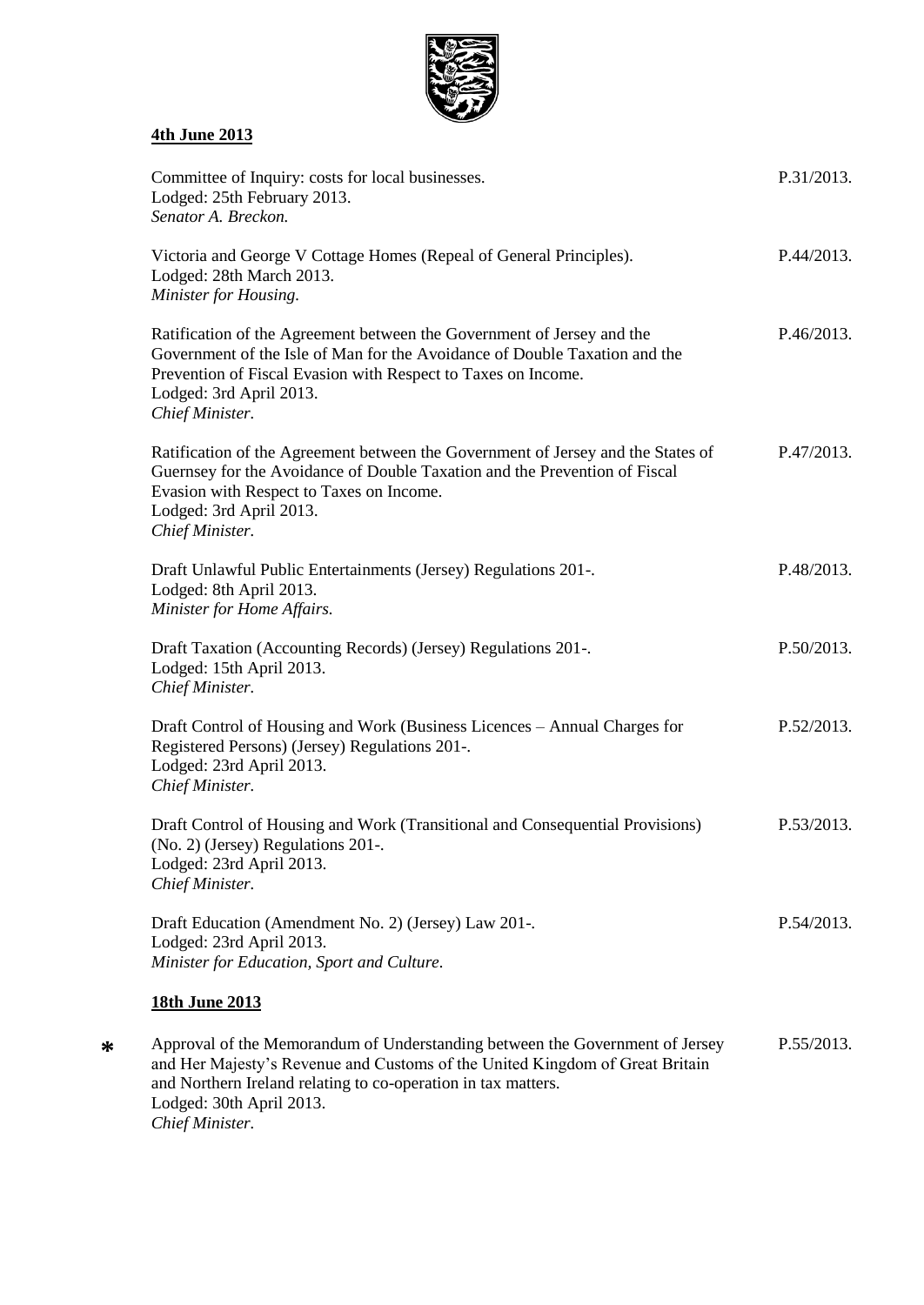**4th June 2013**

| | |
|---|---|
| Committee of Inquiry: costs for local businesses.<br>Lodged: 25th February 2013.<br>*Senator A. Breckon.* | P.31/2013. |
| Victoria and George V Cottage Homes (Repeal of General Principles).<br>Lodged: 28th March 2013.<br>*Minister for Housing.* | P.44/2013. |
| Ratification of the Agreement between the Government of Jersey and the Government of the Isle of Man for the Avoidance of Double Taxation and the Prevention of Fiscal Evasion with Respect to Taxes on Income.<br>Lodged: 3rd April 2013.<br>*Chief Minister.* | P.46/2013. |
| Ratification of the Agreement between the Government of Jersey and the States of Guernsey for the Avoidance of Double Taxation and the Prevention of Fiscal Evasion with Respect to Taxes on Income.<br>Lodged: 3rd April 2013.<br>*Chief Minister.* | P.47/2013. |
| Draft Unlawful Public Entertainments (Jersey) Regulations 201-.<br>Lodged: 8th April 2013.<br>*Minister for Home Affairs.* | P.48/2013. |
| Draft Taxation (Accounting Records) (Jersey) Regulations 201-.<br>Lodged: 15th April 2013.<br>*Chief Minister.* | P.50/2013. |
| Draft Control of Housing and Work (Business Licences – Annual Charges for Registered Persons) (Jersey) Regulations 201-.<br>Lodged: 23rd April 2013.<br>*Chief Minister.* | P.52/2013. |
| Draft Control of Housing and Work (Transitional and Consequential Provisions) (No. 2) (Jersey) Regulations 201-.<br>Lodged: 23rd April 2013.<br>*Chief Minister.* | P.53/2013. |
| Draft Education (Amendment No. 2) (Jersey) Law 201-.<br>Lodged: 23rd April 2013.<br>*Minister for Education, Sport and Culture.* | P.54/2013. |

**18th June 2013**

| | | |
|---|---|---|
| * | Approval of the Memorandum of Understanding between the Government of Jersey and Her Majesty's Revenue and Customs of the United Kingdom of Great Britain and Northern Ireland relating to co-operation in tax matters.<br>Lodged: 30th April 2013.<br>*Chief Minister.* | P.55/2013. |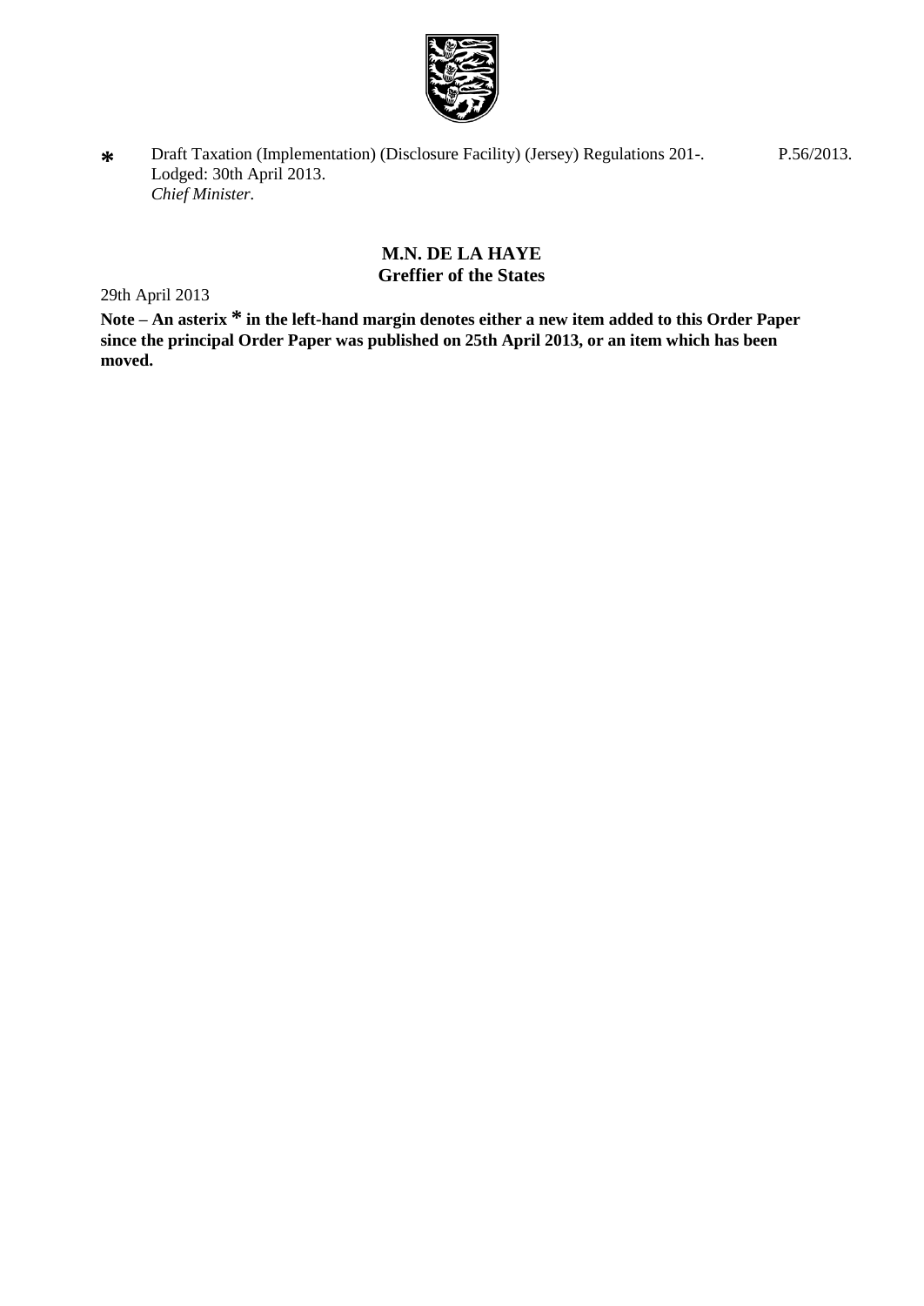\* Draft Taxation (Implementation) (Disclosure Facility) (Jersey) Regulations 201-. P.56/2013.
Lodged: 30th April 2013.
*Chief Minister.*

**M.N. DE LA HAYE**
**Greffier of the States**

29th April 2013

**Note – An asterix \* in the left-hand margin denotes either a new item added to this Order Paper since the principal Order Paper was published on 25th April 2013, or an item which has been moved.**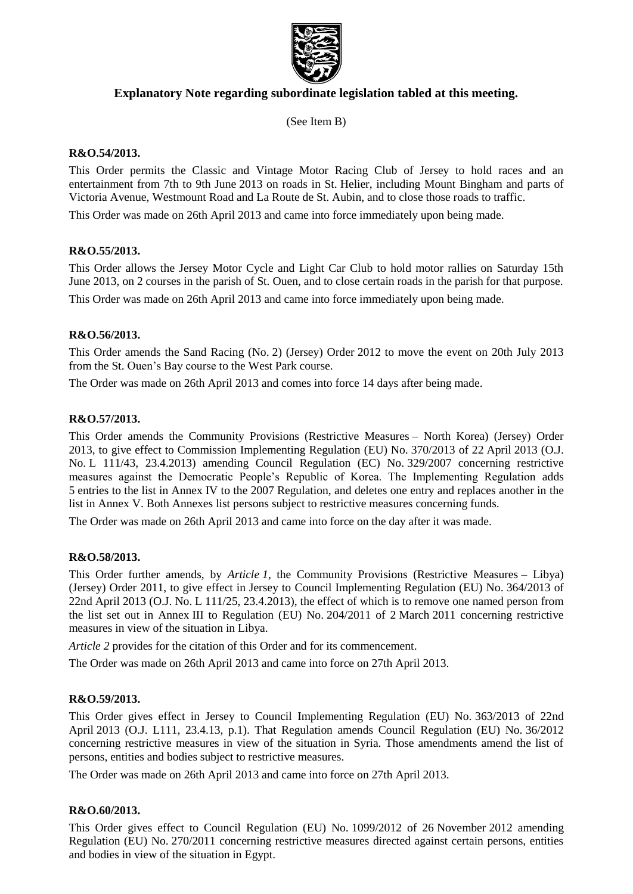## Explanatory Note regarding subordinate legislation tabled at this meeting.

(See Item B)

**R&O.54/2013.**

This Order permits the Classic and Vintage Motor Racing Club of Jersey to hold races and an entertainment from 7th to 9th June 2013 on roads in St. Helier, including Mount Bingham and parts of Victoria Avenue, Westmount Road and La Route de St. Aubin, and to close those roads to traffic.

This Order was made on 26th April 2013 and came into force immediately upon being made.

**R&O.55/2013.**

This Order allows the Jersey Motor Cycle and Light Car Club to hold motor rallies on Saturday 15th June 2013, on 2 courses in the parish of St. Ouen, and to close certain roads in the parish for that purpose.

This Order was made on 26th April 2013 and came into force immediately upon being made.

**R&O.56/2013.**

This Order amends the Sand Racing (No. 2) (Jersey) Order 2012 to move the event on 20th July 2013 from the St. Ouen's Bay course to the West Park course.

The Order was made on 26th April 2013 and comes into force 14 days after being made.

**R&O.57/2013.**

This Order amends the Community Provisions (Restrictive Measures – North Korea) (Jersey) Order 2013, to give effect to Commission Implementing Regulation (EU) No. 370/2013 of 22 April 2013 (O.J. No. L 111/43, 23.4.2013) amending Council Regulation (EC) No. 329/2007 concerning restrictive measures against the Democratic People's Republic of Korea. The Implementing Regulation adds 5 entries to the list in Annex IV to the 2007 Regulation, and deletes one entry and replaces another in the list in Annex V. Both Annexes list persons subject to restrictive measures concerning funds.

The Order was made on 26th April 2013 and came into force on the day after it was made.

**R&O.58/2013.**

This Order further amends, by *Article 1*, the Community Provisions (Restrictive Measures – Libya) (Jersey) Order 2011, to give effect in Jersey to Council Implementing Regulation (EU) No. 364/2013 of 22nd April 2013 (O.J. No. L 111/25, 23.4.2013), the effect of which is to remove one named person from the list set out in Annex III to Regulation (EU) No. 204/2011 of 2 March 2011 concerning restrictive measures in view of the situation in Libya.

*Article 2* provides for the citation of this Order and for its commencement.

The Order was made on 26th April 2013 and came into force on 27th April 2013.

**R&O.59/2013.**

This Order gives effect in Jersey to Council Implementing Regulation (EU) No. 363/2013 of 22nd April 2013 (O.J. L111, 23.4.13, p.1). That Regulation amends Council Regulation (EU) No. 36/2012 concerning restrictive measures in view of the situation in Syria. Those amendments amend the list of persons, entities and bodies subject to restrictive measures.

The Order was made on 26th April 2013 and came into force on 27th April 2013.

**R&O.60/2013.**

This Order gives effect to Council Regulation (EU) No. 1099/2012 of 26 November 2012 amending Regulation (EU) No. 270/2011 concerning restrictive measures directed against certain persons, entities and bodies in view of the situation in Egypt.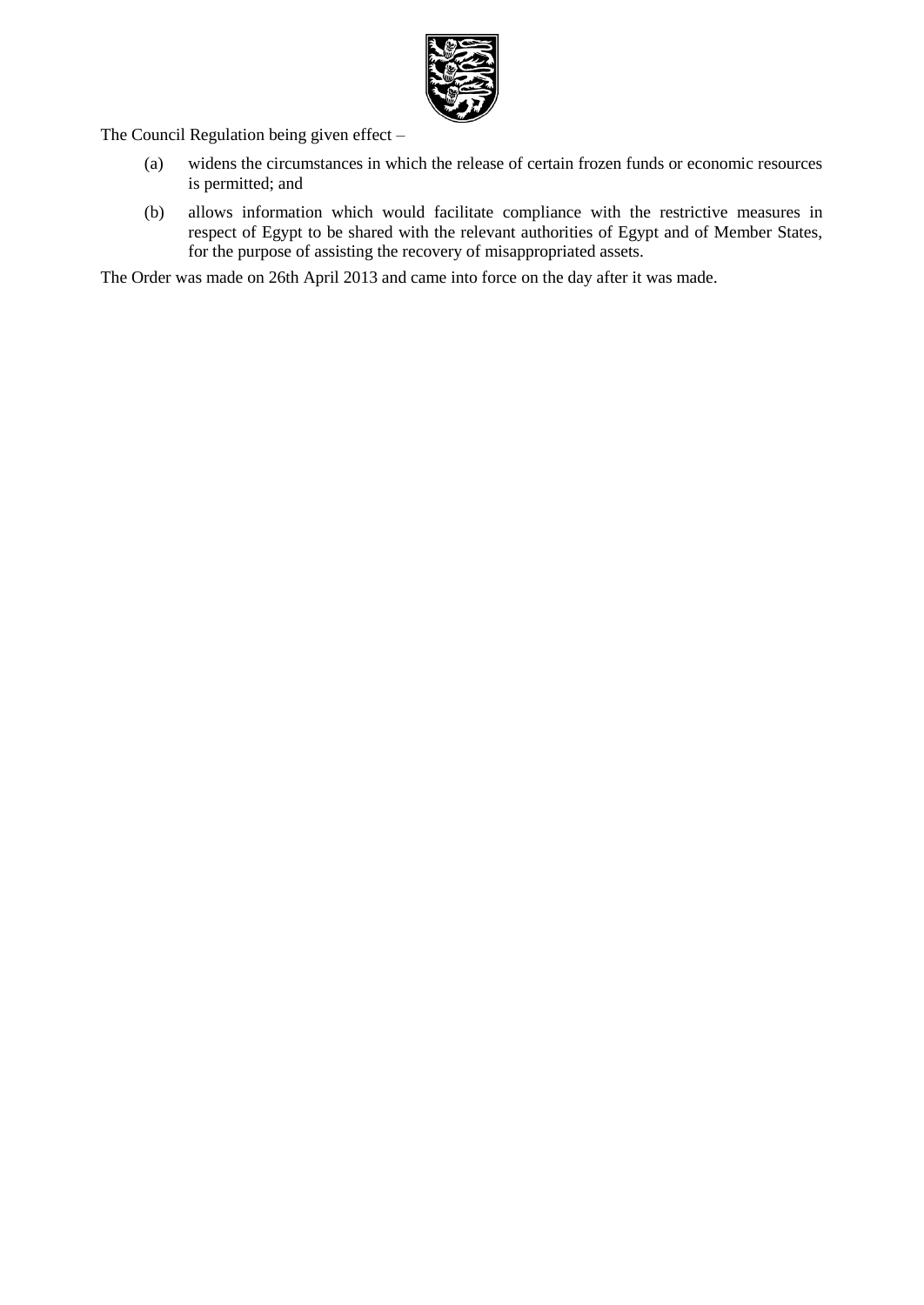The Council Regulation being given effect –

(a) widens the circumstances in which the release of certain frozen funds or economic resources is permitted; and

(b) allows information which would facilitate compliance with the restrictive measures in respect of Egypt to be shared with the relevant authorities of Egypt and of Member States, for the purpose of assisting the recovery of misappropriated assets.

The Order was made on 26th April 2013 and came into force on the day after it was made.